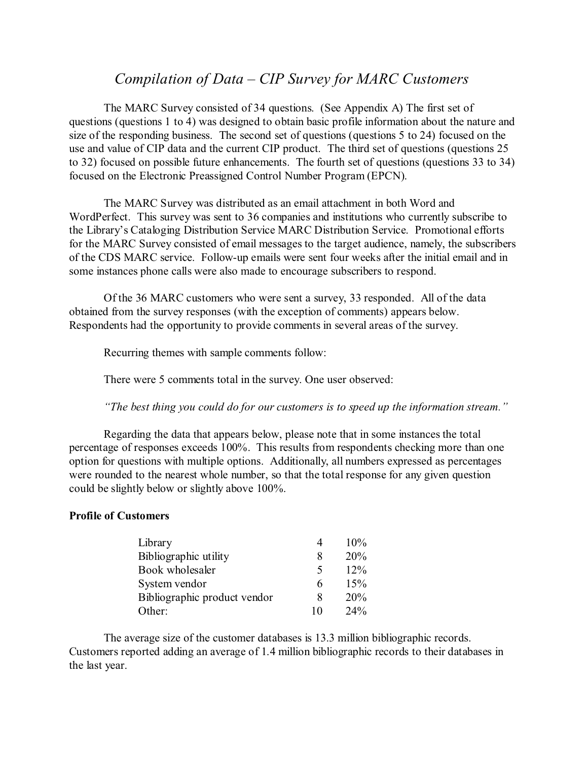# *Compilation of Data – CIP Survey for MARC Customers*

The MARC Survey consisted of 34 questions. (See Appendix A) The first set of questions (questions 1 to 4) was designed to obtain basic profile information about the nature and size of the responding business. The second set of questions (questions 5 to 24) focused on the use and value of CIP data and the current CIP product. The third set of questions (questions 25 to 32) focused on possible future enhancements. The fourth set of questions (questions 33 to 34) focused on the Electronic Preassigned Control Number Program (EPCN).

The MARC Survey was distributed as an email attachment in both Word and WordPerfect. This survey was sent to 36 companies and institutions who currently subscribe to the Library's Cataloging Distribution Service MARC Distribution Service. Promotional efforts for the MARC Survey consisted of email messages to the target audience, namely, the subscribers of the CDS MARC service. Follow-up emails were sent four weeks after the initial email and in some instances phone calls were also made to encourage subscribers to respond.

Of the 36 MARC customers who were sent a survey, 33 responded. All of the data obtained from the survey responses (with the exception of comments) appears below. Respondents had the opportunity to provide comments in several areas of the survey.

Recurring themes with sample comments follow:

There were 5 comments total in the survey. One user observed:

*"The best thing you could do for our customers is to speed up the information stream."*

Regarding the data that appears below, please note that in some instances the total percentage of responses exceeds 100%. This results from respondents checking more than one option for questions with multiple options. Additionally, all numbers expressed as percentages were rounded to the nearest whole number, so that the total response for any given question could be slightly below or slightly above 100%.

**Profile of Customers**

| | | |
|---|---|---|
| Library | 4 | 10% |
| Bibliographic utility | 8 | 20% |
| Book wholesaler | 5 | 12% |
| System vendor | 6 | 15% |
| Bibliographic product vendor | 8 | 20% |
| Other: | 10 | 24% |

The average size of the customer databases is 13.3 million bibliographic records. Customers reported adding an average of 1.4 million bibliographic records to their databases in the last year.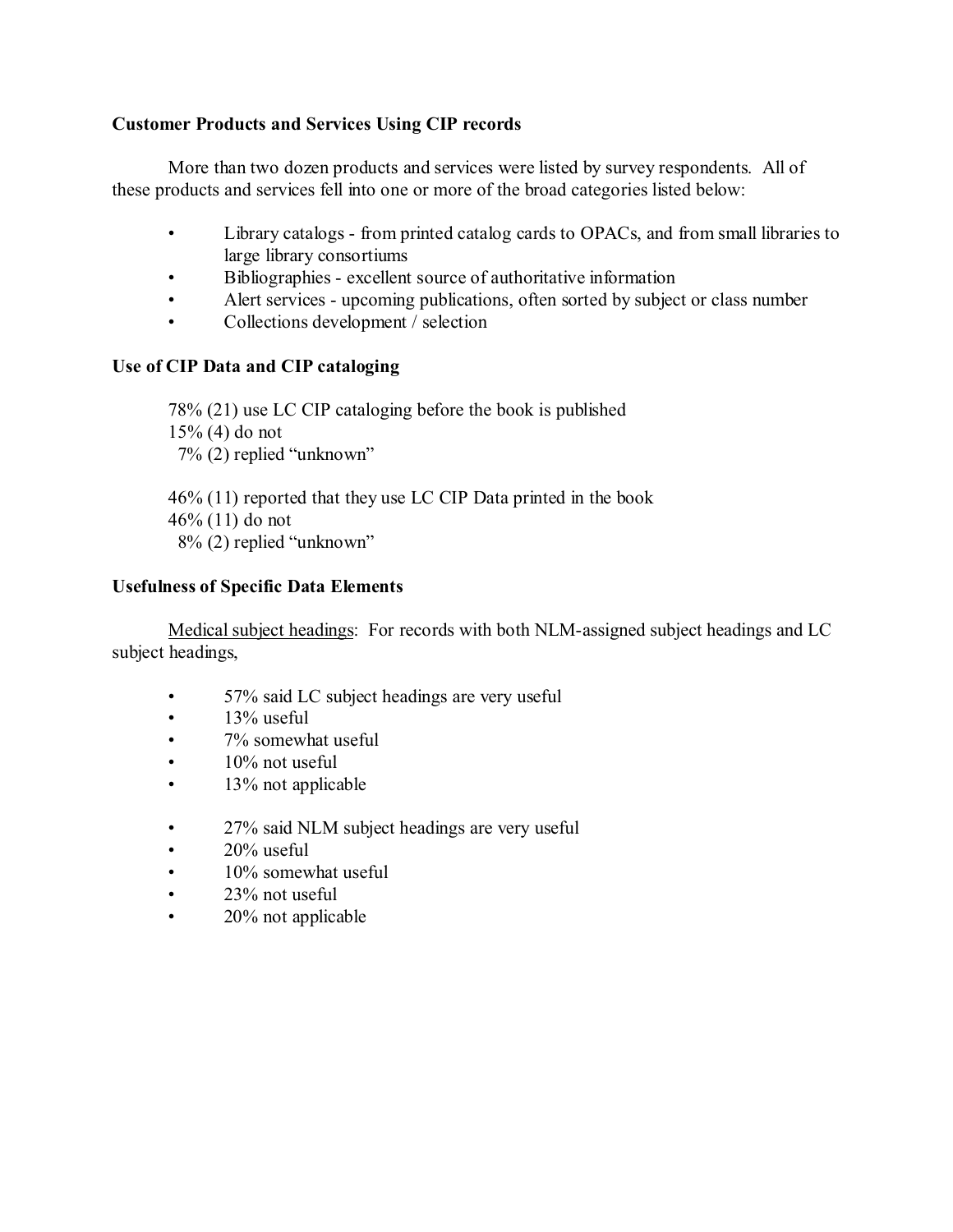**Customer Products and Services Using CIP records**

More than two dozen products and services were listed by survey respondents. All of these products and services fell into one or more of the broad categories listed below:

- Library catalogs - from printed catalog cards to OPACs, and from small libraries to large library consortiums
- Bibliographies - excellent source of authoritative information
- Alert services - upcoming publications, often sorted by subject or class number
- Collections development / selection

**Use of CIP Data and CIP cataloging**

78% (21) use LC CIP cataloging before the book is published
15% (4) do not
7% (2) replied "unknown"

46% (11) reported that they use LC CIP Data printed in the book
46% (11) do not
8% (2) replied "unknown"

**Usefulness of Specific Data Elements**

Medical subject headings: For records with both NLM-assigned subject headings and LC subject headings,

- 57% said LC subject headings are very useful
- 13% useful
- 7% somewhat useful
- 10% not useful
- 13% not applicable

- 27% said NLM subject headings are very useful
- 20% useful
- 10% somewhat useful
- 23% not useful
- 20% not applicable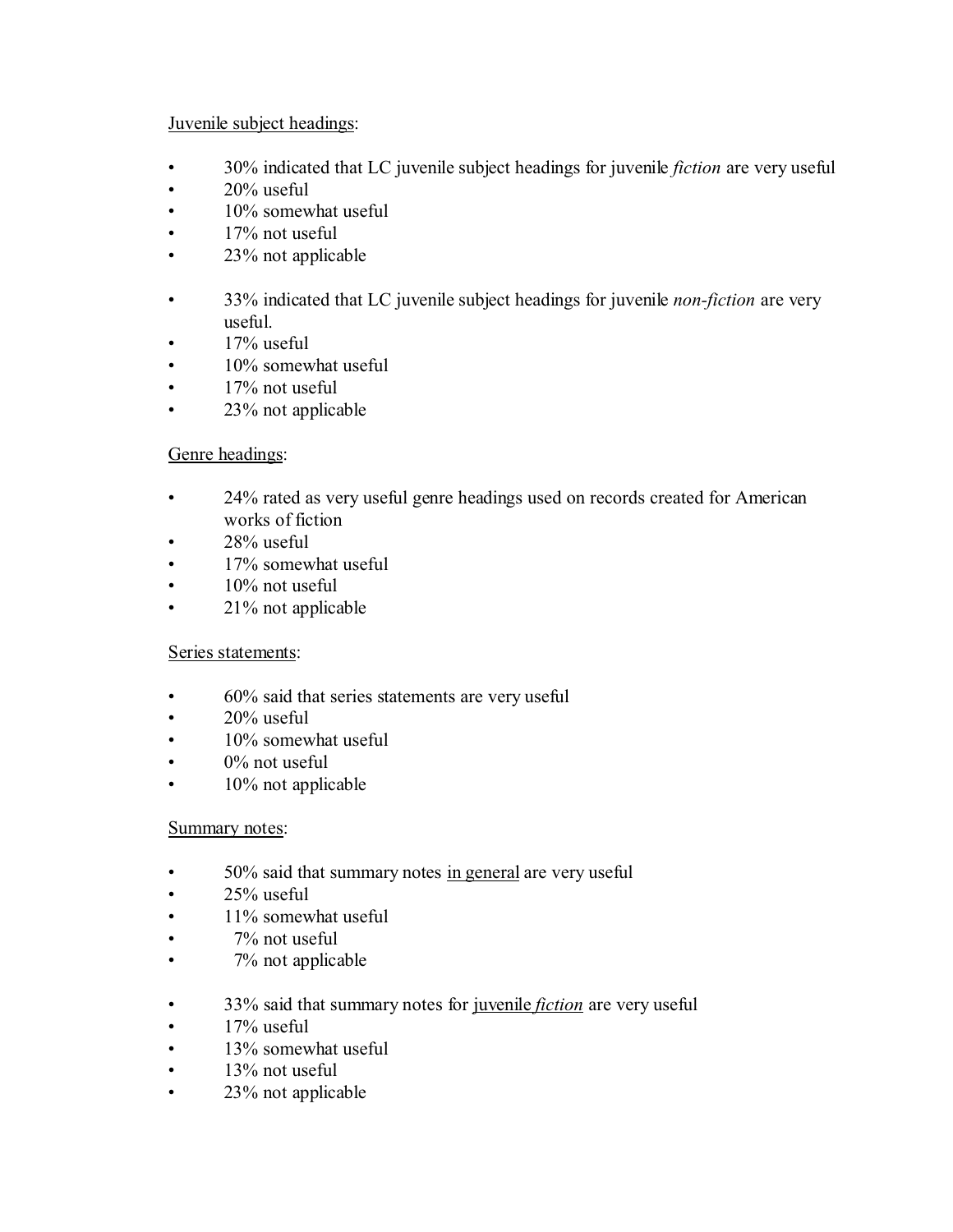<u>Juvenile subject headings</u>:

- 30% indicated that LC juvenile subject headings for juvenile *fiction* are very useful
- 20% useful
- 10% somewhat useful
- 17% not useful
- 23% not applicable

- 33% indicated that LC juvenile subject headings for juvenile *non-fiction* are very useful.
- 17% useful
- 10% somewhat useful
- 17% not useful
- 23% not applicable

<u>Genre headings</u>:

- 24% rated as very useful genre headings used on records created for American works of fiction
- 28% useful
- 17% somewhat useful
- 10% not useful
- 21% not applicable

<u>Series statements</u>:

- 60% said that series statements are very useful
- 20% useful
- 10% somewhat useful
- 0% not useful
- 10% not applicable

<u>Summary notes</u>:

- 50% said that summary notes <u>in general</u> are very useful
- 25% useful
- 11% somewhat useful
- 7% not useful
- 7% not applicable

- 33% said that summary notes for <u>juvenile *fiction*</u> are very useful
- 17% useful
- 13% somewhat useful
- 13% not useful
- 23% not applicable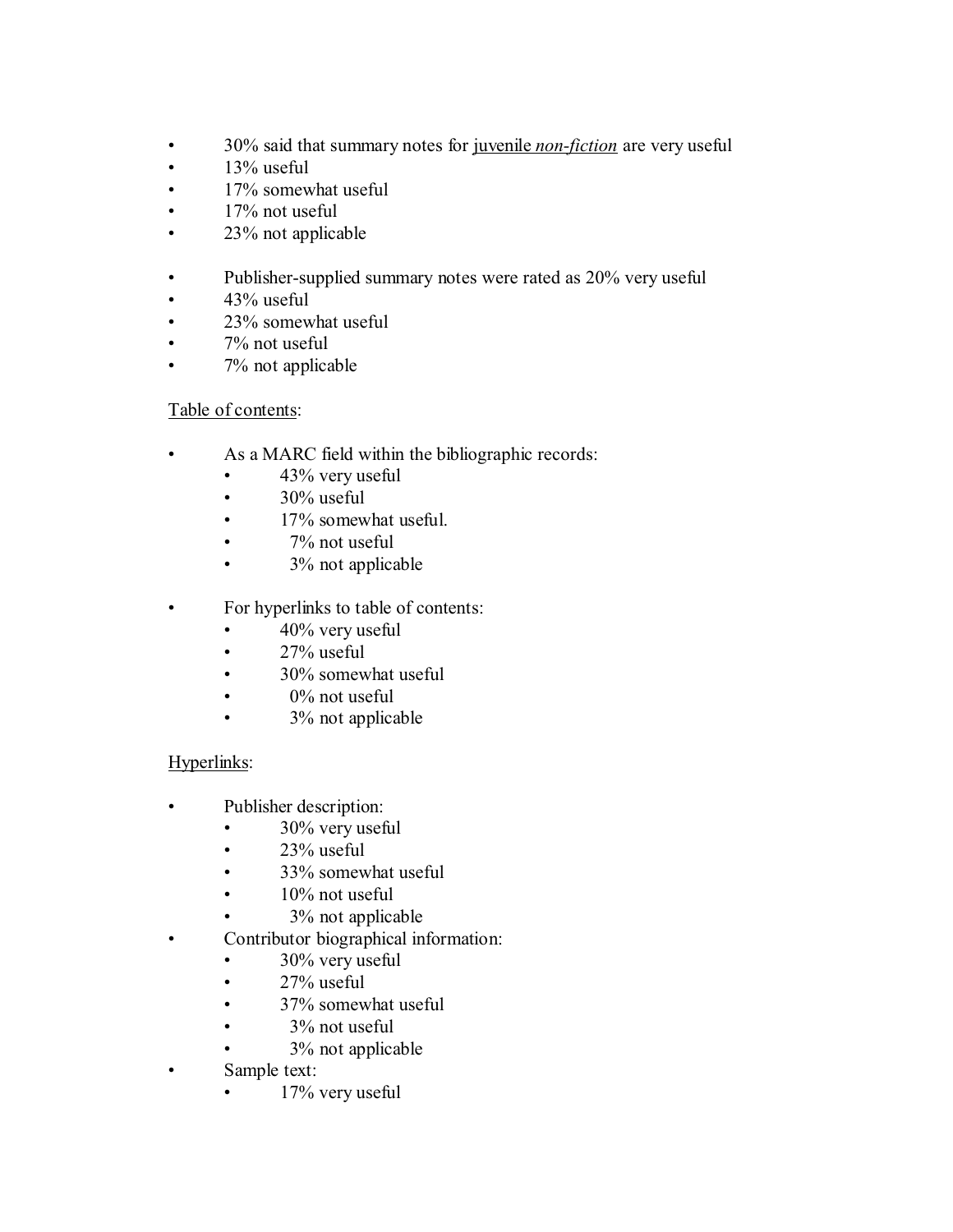- 30% said that summary notes for <u>juvenile *non-fiction*</u> are very useful
- 13% useful
- 17% somewhat useful
- 17% not useful
- 23% not applicable

- Publisher-supplied summary notes were rated as 20% very useful
- 43% useful
- 23% somewhat useful
- 7% not useful
- 7% not applicable

<u>Table of contents</u>:

- As a MARC field within the bibliographic records:
  - 43% very useful
  - 30% useful
  - 17% somewhat useful.
  - 7% not useful
  - 3% not applicable

- For hyperlinks to table of contents:
  - 40% very useful
  - 27% useful
  - 30% somewhat useful
  - 0% not useful
  - 3% not applicable

<u>Hyperlinks</u>:

- Publisher description:
  - 30% very useful
  - 23% useful
  - 33% somewhat useful
  - 10% not useful
  - 3% not applicable
- Contributor biographical information:
  - 30% very useful
  - 27% useful
  - 37% somewhat useful
  - 3% not useful
  - 3% not applicable
- Sample text:
  - 17% very useful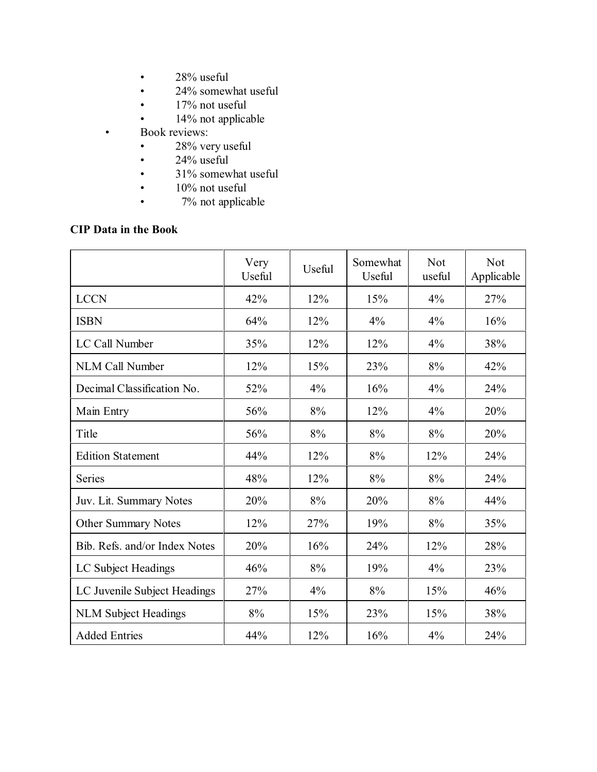- 28% useful
- 24% somewhat useful
- 17% not useful
- 14% not applicable

- Book reviews:
    - 28% very useful
    - 24% useful
    - 31% somewhat useful
    - 10% not useful
    - 7% not applicable

**CIP Data in the Book**

| | Very Useful | Useful | Somewhat Useful | Not useful | Not Applicable |
|---|---|---|---|---|---|
| LCCN | 42% | 12% | 15% | 4% | 27% |
| ISBN | 64% | 12% | 4% | 4% | 16% |
| LC Call Number | 35% | 12% | 12% | 4% | 38% |
| NLM Call Number | 12% | 15% | 23% | 8% | 42% |
| Decimal Classification No. | 52% | 4% | 16% | 4% | 24% |
| Main Entry | 56% | 8% | 12% | 4% | 20% |
| Title | 56% | 8% | 8% | 8% | 20% |
| Edition Statement | 44% | 12% | 8% | 12% | 24% |
| Series | 48% | 12% | 8% | 8% | 24% |
| Juv. Lit. Summary Notes | 20% | 8% | 20% | 8% | 44% |
| Other Summary Notes | 12% | 27% | 19% | 8% | 35% |
| Bib. Refs. and/or Index Notes | 20% | 16% | 24% | 12% | 28% |
| LC Subject Headings | 46% | 8% | 19% | 4% | 23% |
| LC Juvenile Subject Headings | 27% | 4% | 8% | 15% | 46% |
| NLM Subject Headings | 8% | 15% | 23% | 15% | 38% |
| Added Entries | 44% | 12% | 16% | 4% | 24% |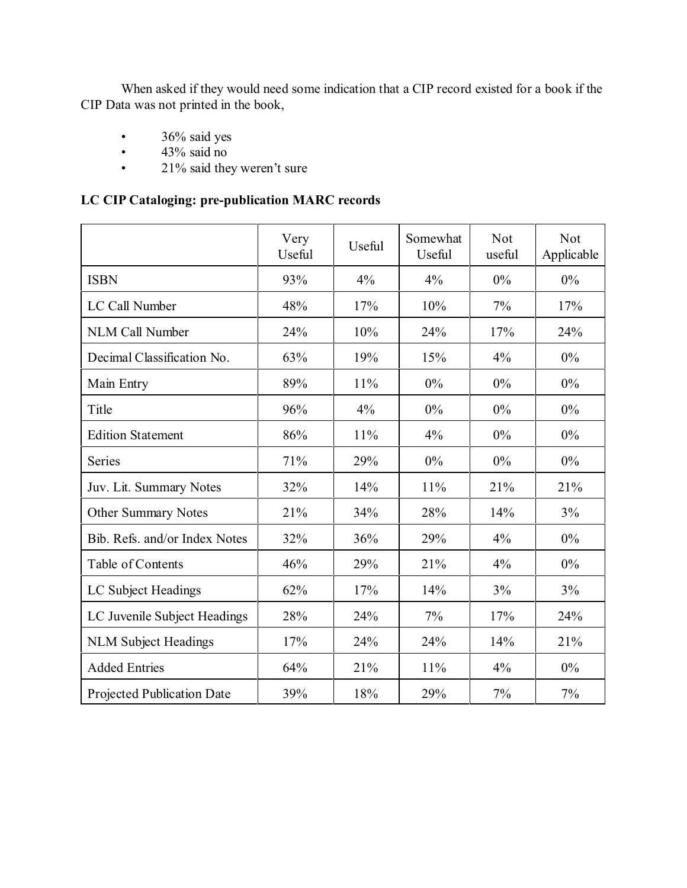When asked if they would need some indication that a CIP record existed for a book if the CIP Data was not printed in the book,

- 36% said yes
- 43% said no
- 21% said they weren't sure

**LC CIP Cataloging: pre-publication MARC records**

| | Very Useful | Useful | Somewhat Useful | Not useful | Not Applicable |
|---|---|---|---|---|---|
| ISBN | 93% | 4% | 4% | 0% | 0% |
| LC Call Number | 48% | 17% | 10% | 7% | 17% |
| NLM Call Number | 24% | 10% | 24% | 17% | 24% |
| Decimal Classification No. | 63% | 19% | 15% | 4% | 0% |
| Main Entry | 89% | 11% | 0% | 0% | 0% |
| Title | 96% | 4% | 0% | 0% | 0% |
| Edition Statement | 86% | 11% | 4% | 0% | 0% |
| Series | 71% | 29% | 0% | 0% | 0% |
| Juv. Lit. Summary Notes | 32% | 14% | 11% | 21% | 21% |
| Other Summary Notes | 21% | 34% | 28% | 14% | 3% |
| Bib. Refs. and/or Index Notes | 32% | 36% | 29% | 4% | 0% |
| Table of Contents | 46% | 29% | 21% | 4% | 0% |
| LC Subject Headings | 62% | 17% | 14% | 3% | 3% |
| LC Juvenile Subject Headings | 28% | 24% | 7% | 17% | 24% |
| NLM Subject Headings | 17% | 24% | 24% | 14% | 21% |
| Added Entries | 64% | 21% | 11% | 4% | 0% |
| Projected Publication Date | 39% | 18% | 29% | 7% | 7% |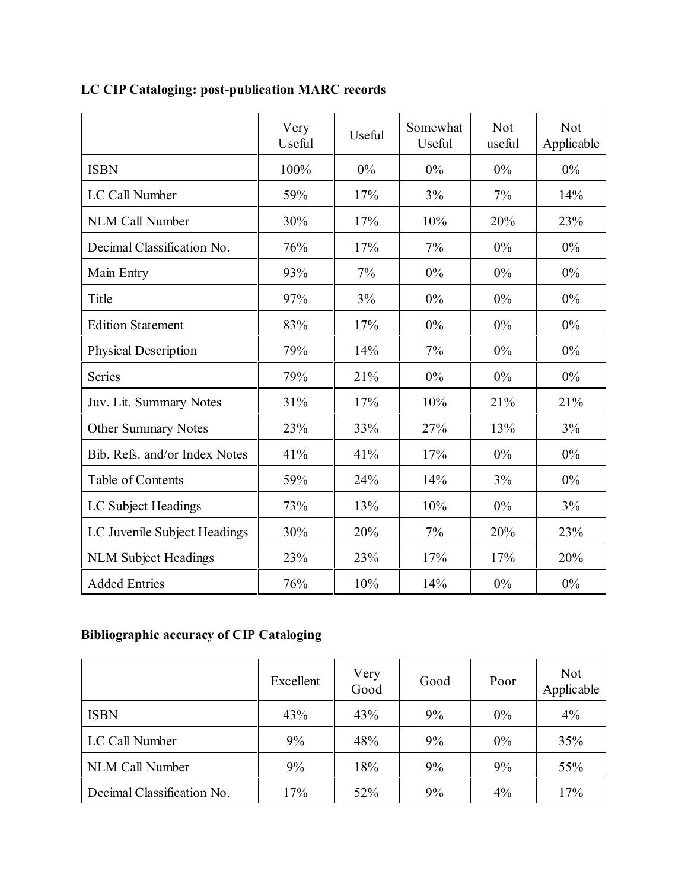**LC CIP Cataloging: post-publication MARC records**

| | Very Useful | Useful | Somewhat Useful | Not useful | Not Applicable |
|---|---|---|---|---|---|
| ISBN | 100% | 0% | 0% | 0% | 0% |
| LC Call Number | 59% | 17% | 3% | 7% | 14% |
| NLM Call Number | 30% | 17% | 10% | 20% | 23% |
| Decimal Classification No. | 76% | 17% | 7% | 0% | 0% |
| Main Entry | 93% | 7% | 0% | 0% | 0% |
| Title | 97% | 3% | 0% | 0% | 0% |
| Edition Statement | 83% | 17% | 0% | 0% | 0% |
| Physical Description | 79% | 14% | 7% | 0% | 0% |
| Series | 79% | 21% | 0% | 0% | 0% |
| Juv. Lit. Summary Notes | 31% | 17% | 10% | 21% | 21% |
| Other Summary Notes | 23% | 33% | 27% | 13% | 3% |
| Bib. Refs. and/or Index Notes | 41% | 41% | 17% | 0% | 0% |
| Table of Contents | 59% | 24% | 14% | 3% | 0% |
| LC Subject Headings | 73% | 13% | 10% | 0% | 3% |
| LC Juvenile Subject Headings | 30% | 20% | 7% | 20% | 23% |
| NLM Subject Headings | 23% | 23% | 17% | 17% | 20% |
| Added Entries | 76% | 10% | 14% | 0% | 0% |

**Bibliographic accuracy of CIP Cataloging**

| | Excellent | Very Good | Good | Poor | Not Applicable |
|---|---|---|---|---|---|
| ISBN | 43% | 43% | 9% | 0% | 4% |
| LC Call Number | 9% | 48% | 9% | 0% | 35% |
| NLM Call Number | 9% | 18% | 9% | 9% | 55% |
| Decimal Classification No. | 17% | 52% | 9% | 4% | 17% |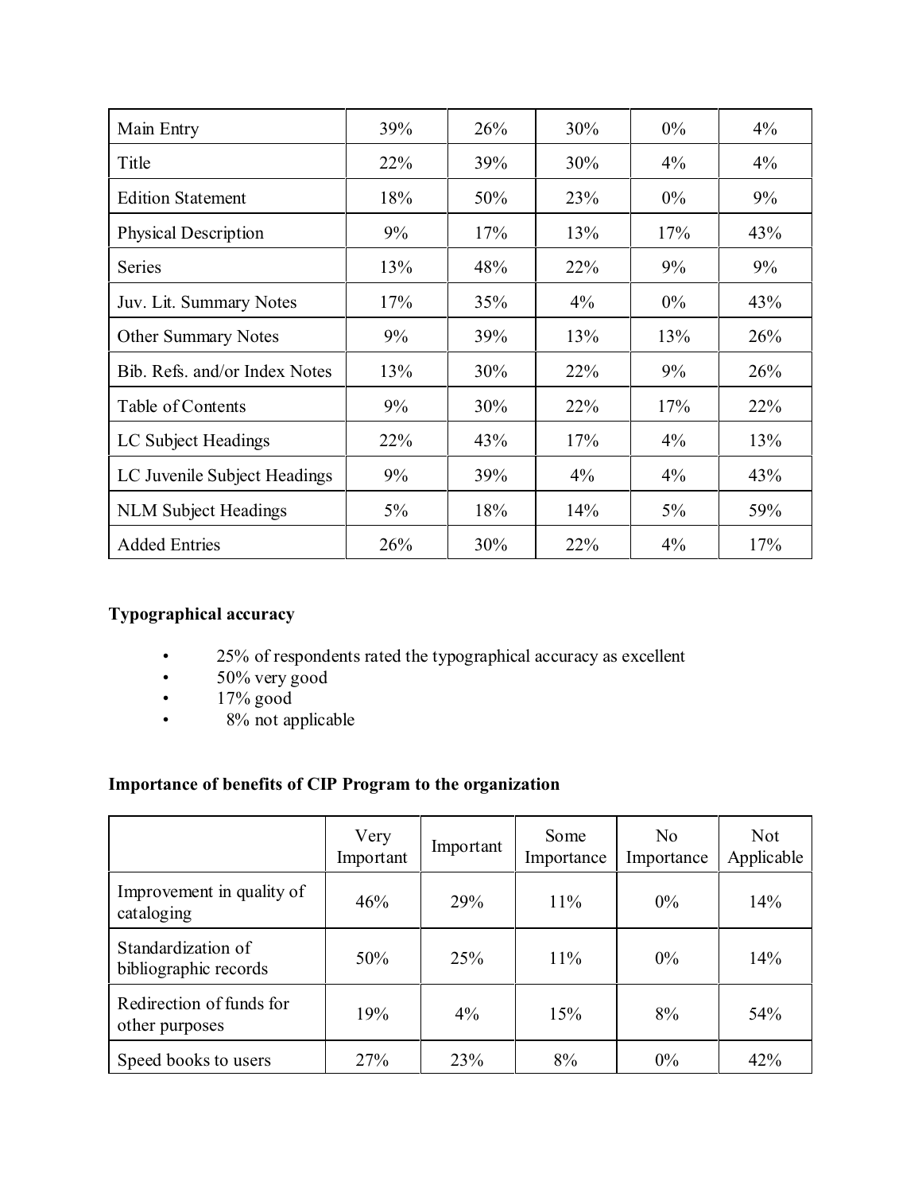| | | | | | |
|---|---|---|---|---|---|
| Main Entry | 39% | 26% | 30% | 0% | 4% |
| Title | 22% | 39% | 30% | 4% | 4% |
| Edition Statement | 18% | 50% | 23% | 0% | 9% |
| Physical Description | 9% | 17% | 13% | 17% | 43% |
| Series | 13% | 48% | 22% | 9% | 9% |
| Juv. Lit. Summary Notes | 17% | 35% | 4% | 0% | 43% |
| Other Summary Notes | 9% | 39% | 13% | 13% | 26% |
| Bib. Refs. and/or Index Notes | 13% | 30% | 22% | 9% | 26% |
| Table of Contents | 9% | 30% | 22% | 17% | 22% |
| LC Subject Headings | 22% | 43% | 17% | 4% | 13% |
| LC Juvenile Subject Headings | 9% | 39% | 4% | 4% | 43% |
| NLM Subject Headings | 5% | 18% | 14% | 5% | 59% |
| Added Entries | 26% | 30% | 22% | 4% | 17% |

**Typographical accuracy**

- 25% of respondents rated the typographical accuracy as excellent
- 50% very good
- 17% good
- 8% not applicable

**Importance of benefits of CIP Program to the organization**

| | Very Important | Important | Some Importance | No Importance | Not Applicable |
|---|---|---|---|---|---|
| Improvement in quality of cataloging | 46% | 29% | 11% | 0% | 14% |
| Standardization of bibliographic records | 50% | 25% | 11% | 0% | 14% |
| Redirection of funds for other purposes | 19% | 4% | 15% | 8% | 54% |
| Speed books to users | 27% | 23% | 8% | 0% | 42% |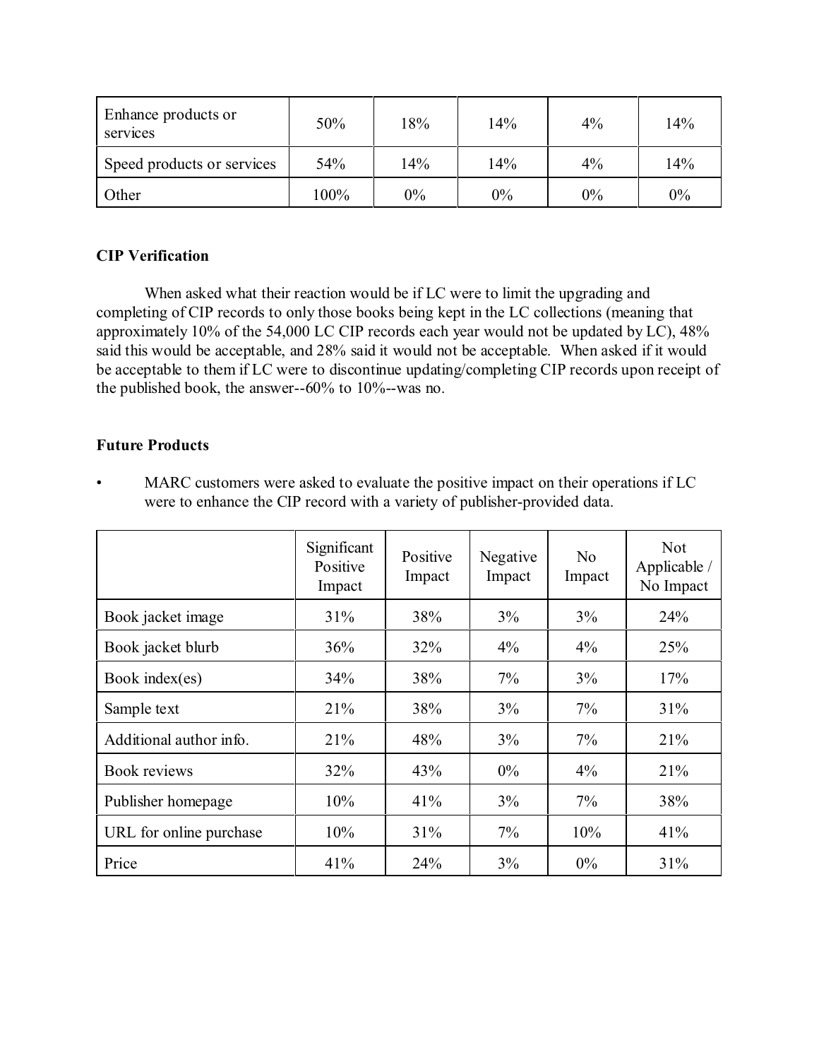| | | | | | |
|---|---|---|---|---|---|
| Enhance products or services | 50% | 18% | 14% | 4% | 14% |
| Speed products or services | 54% | 14% | 14% | 4% | 14% |
| Other | 100% | 0% | 0% | 0% | 0% |

**CIP Verification**

When asked what their reaction would be if LC were to limit the upgrading and completing of CIP records to only those books being kept in the LC collections (meaning that approximately 10% of the 54,000 LC CIP records each year would not be updated by LC), 48% said this would be acceptable, and 28% said it would not be acceptable. When asked if it would be acceptable to them if LC were to discontinue updating/completing CIP records upon receipt of the published book, the answer--60% to 10%--was no.

**Future Products**

- MARC customers were asked to evaluate the positive impact on their operations if LC were to enhance the CIP record with a variety of publisher-provided data.

| | Significant Positive Impact | Positive Impact | Negative Impact | No Impact | Not Applicable / No Impact |
|---|---|---|---|---|---|
| Book jacket image | 31% | 38% | 3% | 3% | 24% |
| Book jacket blurb | 36% | 32% | 4% | 4% | 25% |
| Book index(es) | 34% | 38% | 7% | 3% | 17% |
| Sample text | 21% | 38% | 3% | 7% | 31% |
| Additional author info. | 21% | 48% | 3% | 7% | 21% |
| Book reviews | 32% | 43% | 0% | 4% | 21% |
| Publisher homepage | 10% | 41% | 3% | 7% | 38% |
| URL for online purchase | 10% | 31% | 7% | 10% | 41% |
| Price | 41% | 24% | 3% | 0% | 31% |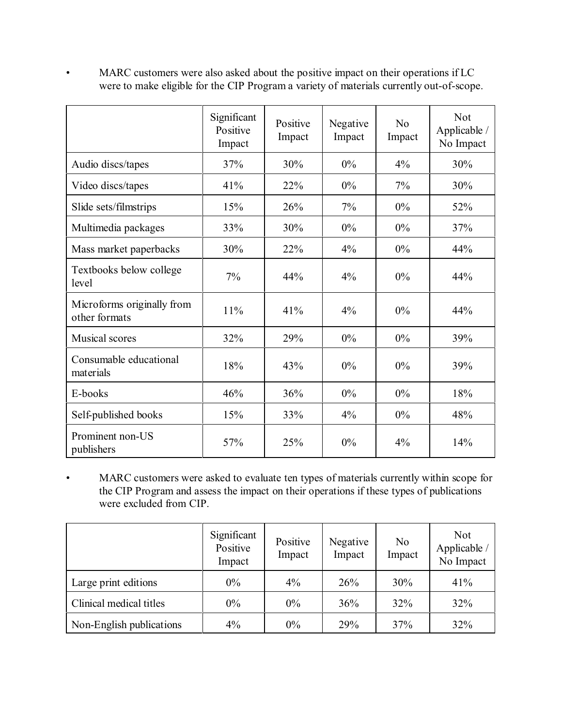- MARC customers were also asked about the positive impact on their operations if LC were to make eligible for the CIP Program a variety of materials currently out-of-scope.

| | Significant Positive Impact | Positive Impact | Negative Impact | No Impact | Not Applicable / No Impact |
|---|---|---|---|---|---|
| Audio discs/tapes | 37% | 30% | 0% | 4% | 30% |
| Video discs/tapes | 41% | 22% | 0% | 7% | 30% |
| Slide sets/filmstrips | 15% | 26% | 7% | 0% | 52% |
| Multimedia packages | 33% | 30% | 0% | 0% | 37% |
| Mass market paperbacks | 30% | 22% | 4% | 0% | 44% |
| Textbooks below college level | 7% | 44% | 4% | 0% | 44% |
| Microforms originally from other formats | 11% | 41% | 4% | 0% | 44% |
| Musical scores | 32% | 29% | 0% | 0% | 39% |
| Consumable educational materials | 18% | 43% | 0% | 0% | 39% |
| E-books | 46% | 36% | 0% | 0% | 18% |
| Self-published books | 15% | 33% | 4% | 0% | 48% |
| Prominent non-US publishers | 57% | 25% | 0% | 4% | 14% |

- MARC customers were asked to evaluate ten types of materials currently within scope for the CIP Program and assess the impact on their operations if these types of publications were excluded from CIP.

| | Significant Positive Impact | Positive Impact | Negative Impact | No Impact | Not Applicable / No Impact |
|---|---|---|---|---|---|
| Large print editions | 0% | 4% | 26% | 30% | 41% |
| Clinical medical titles | 0% | 0% | 36% | 32% | 32% |
| Non-English publications | 4% | 0% | 29% | 37% | 32% |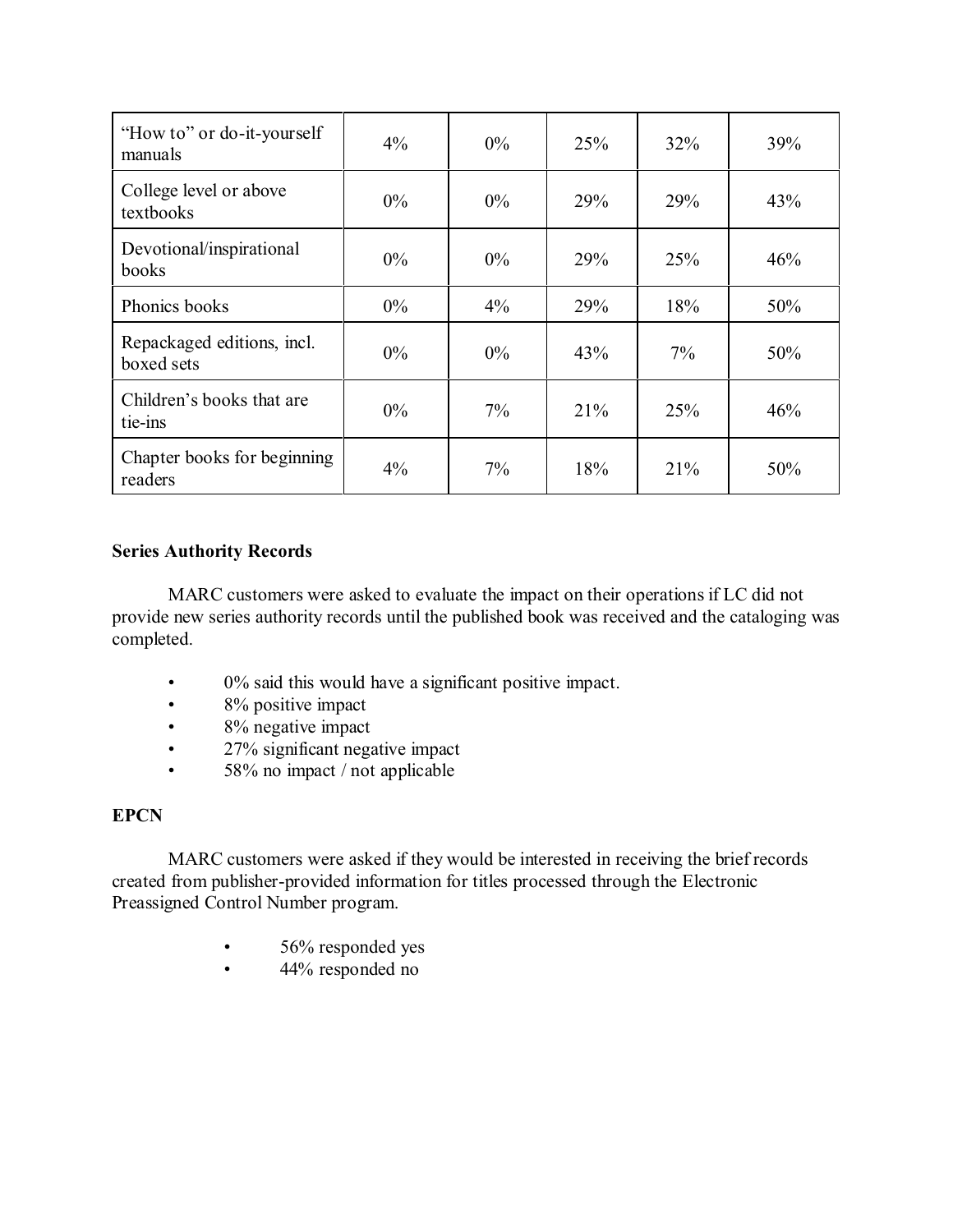| | | | | | |
|---|---|---|---|---|---|
| "How to" or do-it-yourself manuals | 4% | 0% | 25% | 32% | 39% |
| College level or above textbooks | 0% | 0% | 29% | 29% | 43% |
| Devotional/inspirational books | 0% | 0% | 29% | 25% | 46% |
| Phonics books | 0% | 4% | 29% | 18% | 50% |
| Repackaged editions, incl. boxed sets | 0% | 0% | 43% | 7% | 50% |
| Children's books that are tie-ins | 0% | 7% | 21% | 25% | 46% |
| Chapter books for beginning readers | 4% | 7% | 18% | 21% | 50% |

**Series Authority Records**

MARC customers were asked to evaluate the impact on their operations if LC did not provide new series authority records until the published book was received and the cataloging was completed.

- 0% said this would have a significant positive impact.
- 8% positive impact
- 8% negative impact
- 27% significant negative impact
- 58% no impact / not applicable

**EPCN**

MARC customers were asked if they would be interested in receiving the brief records created from publisher-provided information for titles processed through the Electronic Preassigned Control Number program.

- 56% responded yes
- 44% responded no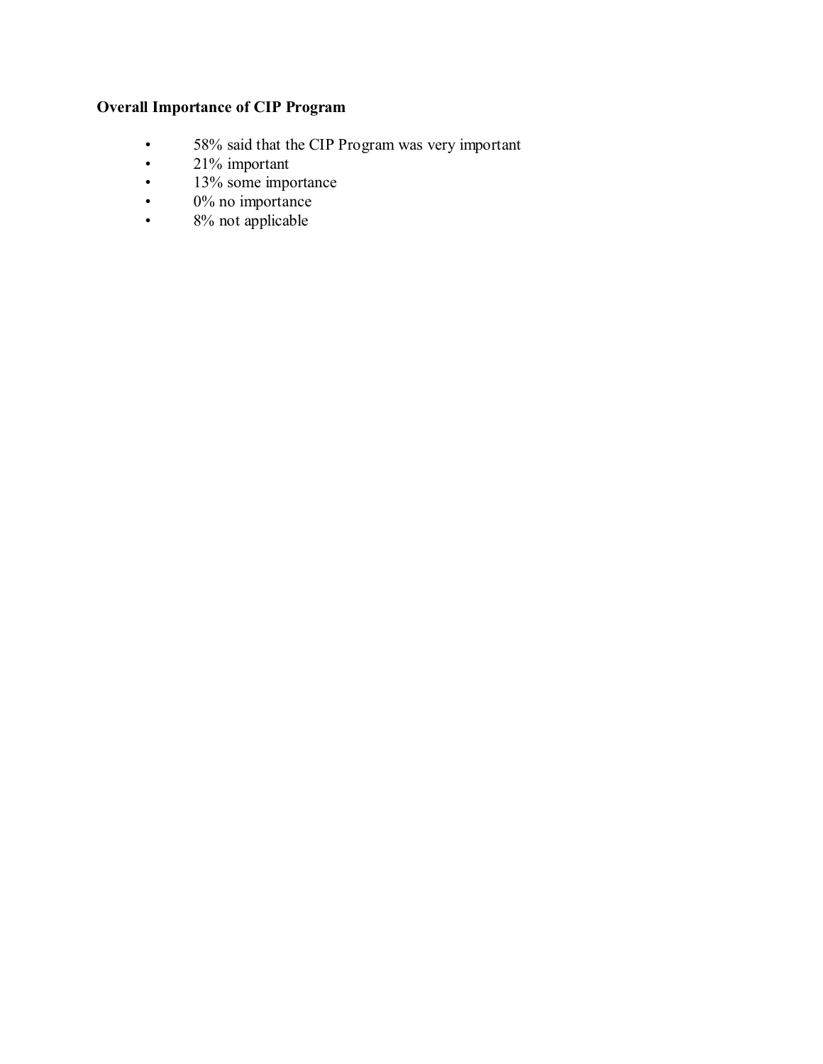**Overall Importance of CIP Program**

- 58% said that the CIP Program was very important
- 21% important
- 13% some importance
- 0% no importance
- 8% not applicable